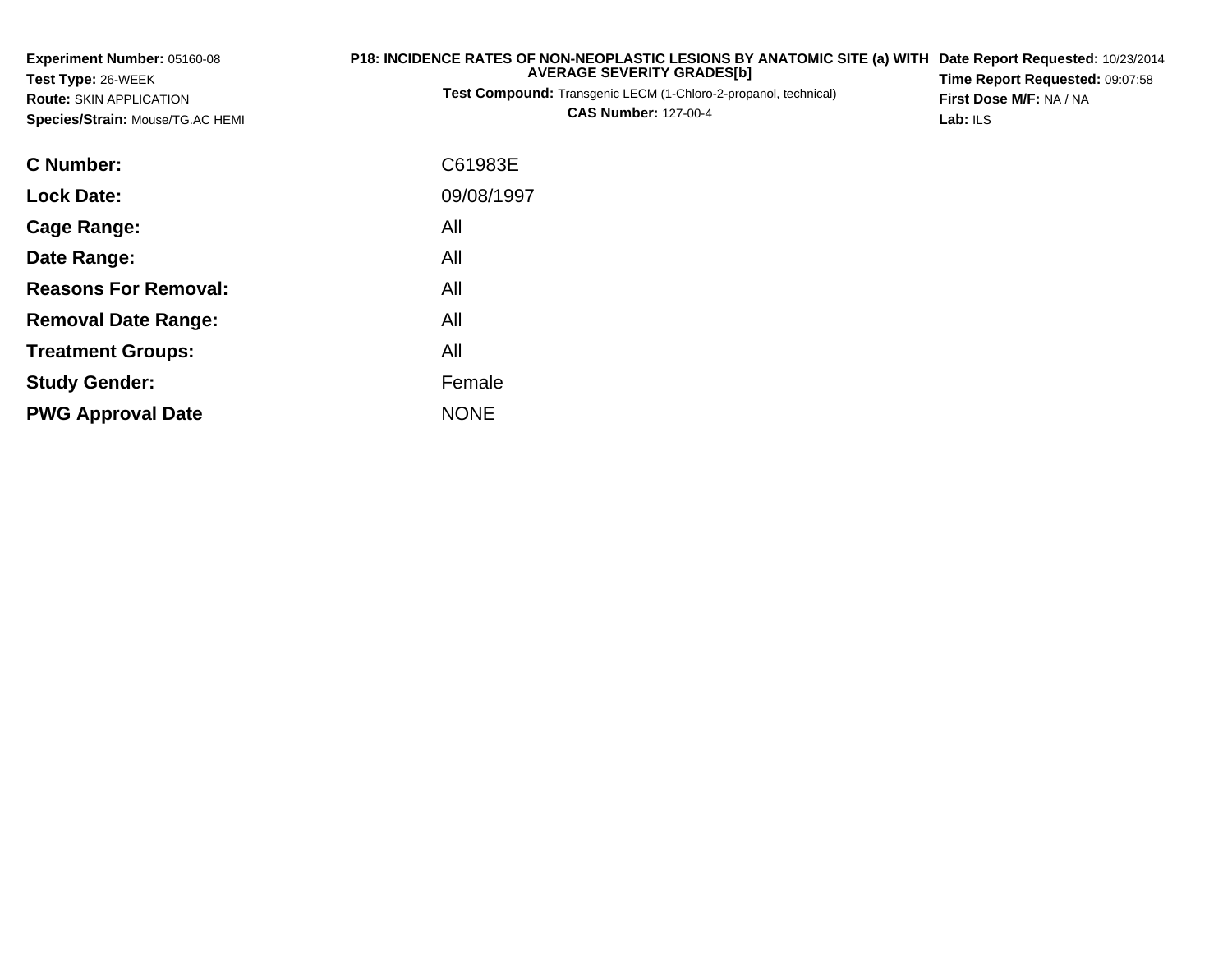**Experiment Number:** 05160-08
**Test Type:** 26-WEEK
**Route:** SKIN APPLICATION
**Species/Strain:** Mouse/TG.AC HEMI

**P18: INCIDENCE RATES OF NON-NEOPLASTIC LESIONS BY ANATOMIC SITE (a) WITH AVERAGE SEVERITY GRADES[b]**
**Test Compound:** Transgenic LECM (1-Chloro-2-propanol, technical)
**CAS Number:** 127-00-4

**Date Report Requested:** 10/23/2014
**Time Report Requested:** 09:07:58
**First Dose M/F:** NA / NA
**Lab:** ILS

| | |
|---|---|
| **C Number:** | C61983E |
| **Lock Date:** | 09/08/1997 |
| **Cage Range:** | All |
| **Date Range:** | All |
| **Reasons For Removal:** | All |
| **Removal Date Range:** | All |
| **Treatment Groups:** | All |
| **Study Gender:** | Female |
| **PWG Approval Date** | NONE |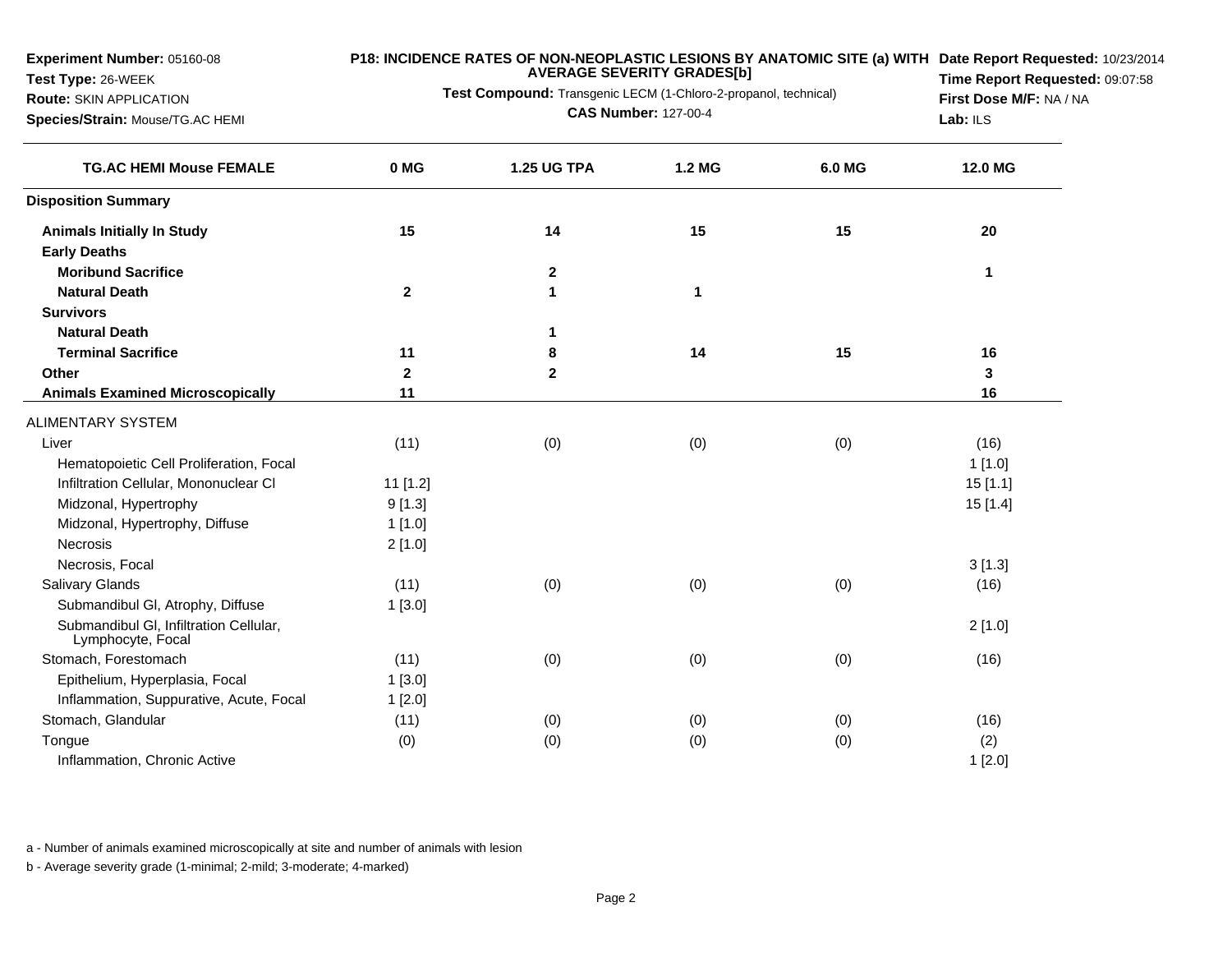**Experiment Number:** 05160-08
**Test Type:** 26-WEEK
**Route:** SKIN APPLICATION
**Species/Strain:** Mouse/TG.AC HEMI

**P18: INCIDENCE RATES OF NON-NEOPLASTIC LESIONS BY ANATOMIC SITE (a) WITH AVERAGE SEVERITY GRADES[b]**
**Test Compound:** Transgenic LECM (1-Chloro-2-propanol, technical)
**CAS Number:** 127-00-4

**Date Report Requested:** 10/23/2014
**Time Report Requested:** 09:07:58
**First Dose M/F:** NA / NA
**Lab:** ILS

| TG.AC HEMI Mouse FEMALE | 0 MG | 1.25 UG TPA | 1.2 MG | 6.0 MG | 12.0 MG |
|---|---|---|---|---|---|
| **Disposition Summary** | | | | | |
| **Animals Initially In Study** | 15 | 14 | 15 | 15 | 20 |
| **Early Deaths** | | | | | |
| **Moribund Sacrifice** | | 2 | | | 1 |
| **Natural Death** | 2 | 1 | 1 | | |
| **Survivors** | | | | | |
| **Natural Death** | | 1 | | | |
| **Terminal Sacrifice** | 11 | 8 | 14 | 15 | 16 |
| **Other** | 2 | 2 | | | 3 |
| **Animals Examined Microscopically** | 11 | | | | 16 |
| ALIMENTARY SYSTEM | | | | | |
| Liver | (11) | (0) | (0) | (0) | (16) |
| Hematopoietic Cell Proliferation, Focal | | | | | 1 [1.0] |
| Infiltration Cellular, Mononuclear Cl | 11 [1.2] | | | | 15 [1.1] |
| Midzonal, Hypertrophy | 9 [1.3] | | | | 15 [1.4] |
| Midzonal, Hypertrophy, Diffuse | 1 [1.0] | | | | |
| Necrosis | 2 [1.0] | | | | |
| Necrosis, Focal | | | | | 3 [1.3] |
| Salivary Glands | (11) | (0) | (0) | (0) | (16) |
| Submandibul Gl, Atrophy, Diffuse | 1 [3.0] | | | | |
| Submandibul Gl, Infiltration Cellular, Lymphocyte, Focal | | | | | 2 [1.0] |
| Stomach, Forestomach | (11) | (0) | (0) | (0) | (16) |
| Epithelium, Hyperplasia, Focal | 1 [3.0] | | | | |
| Inflammation, Suppurative, Acute, Focal | 1 [2.0] | | | | |
| Stomach, Glandular | (11) | (0) | (0) | (0) | (16) |
| Tongue | (0) | (0) | (0) | (0) | (2) |
| Inflammation, Chronic Active | | | | | 1 [2.0] |

a - Number of animals examined microscopically at site and number of animals with lesion

b - Average severity grade (1-minimal; 2-mild; 3-moderate; 4-marked)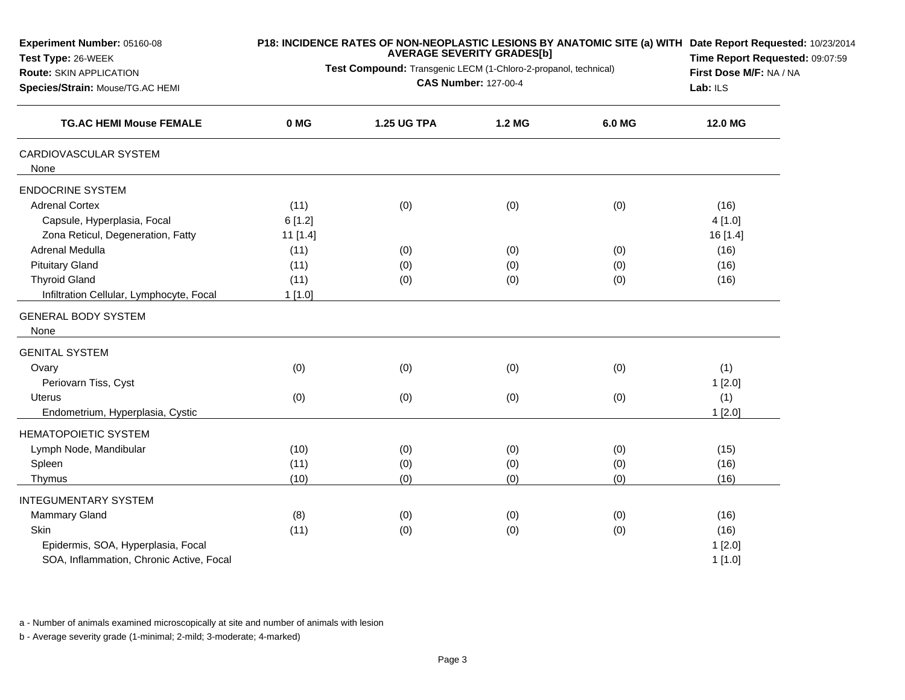**Experiment Number:** 05160-08
**Test Type:** 26-WEEK
**Route:** SKIN APPLICATION
**Species/Strain:** Mouse/TG.AC HEMI

**P18: INCIDENCE RATES OF NON-NEOPLASTIC LESIONS BY ANATOMIC SITE (a) WITH AVERAGE SEVERITY GRADES[b]**
**Test Compound:** Transgenic LECM (1-Chloro-2-propanol, technical)
**CAS Number:** 127-00-4

**Date Report Requested:** 10/23/2014
**Time Report Requested:** 09:07:59
**First Dose M/F:** NA / NA
**Lab:** ILS

| TG.AC HEMI Mouse FEMALE | 0 MG | 1.25 UG TPA | 1.2 MG | 6.0 MG | 12.0 MG |
|---|---|---|---|---|---|
| CARDIOVASCULAR SYSTEM | | | | | |
| None | | | | | |
| ENDOCRINE SYSTEM | | | | | |
| Adrenal Cortex | (11) | (0) | (0) | (0) | (16) |
| Capsule, Hyperplasia, Focal | 6 [1.2] | | | | 4 [1.0] |
| Zona Reticul, Degeneration, Fatty | 11 [1.4] | | | | 16 [1.4] |
| Adrenal Medulla | (11) | (0) | (0) | (0) | (16) |
| Pituitary Gland | (11) | (0) | (0) | (0) | (16) |
| Thyroid Gland | (11) | (0) | (0) | (0) | (16) |
| Infiltration Cellular, Lymphocyte, Focal | 1 [1.0] | | | | |
| GENERAL BODY SYSTEM | | | | | |
| None | | | | | |
| GENITAL SYSTEM | | | | | |
| Ovary | (0) | (0) | (0) | (0) | (1) |
| Periovarn Tiss, Cyst | | | | | 1 [2.0] |
| Uterus | (0) | (0) | (0) | (0) | (1) |
| Endometrium, Hyperplasia, Cystic | | | | | 1 [2.0] |
| HEMATOPOIETIC SYSTEM | | | | | |
| Lymph Node, Mandibular | (10) | (0) | (0) | (0) | (15) |
| Spleen | (11) | (0) | (0) | (0) | (16) |
| Thymus | (10) | (0) | (0) | (0) | (16) |
| INTEGUMENTARY SYSTEM | | | | | |
| Mammary Gland | (8) | (0) | (0) | (0) | (16) |
| Skin | (11) | (0) | (0) | (0) | (16) |
| Epidermis, SOA, Hyperplasia, Focal | | | | | 1 [2.0] |
| SOA, Inflammation, Chronic Active, Focal | | | | | 1 [1.0] |

a - Number of animals examined microscopically at site and number of animals with lesion

b - Average severity grade (1-minimal; 2-mild; 3-moderate; 4-marked)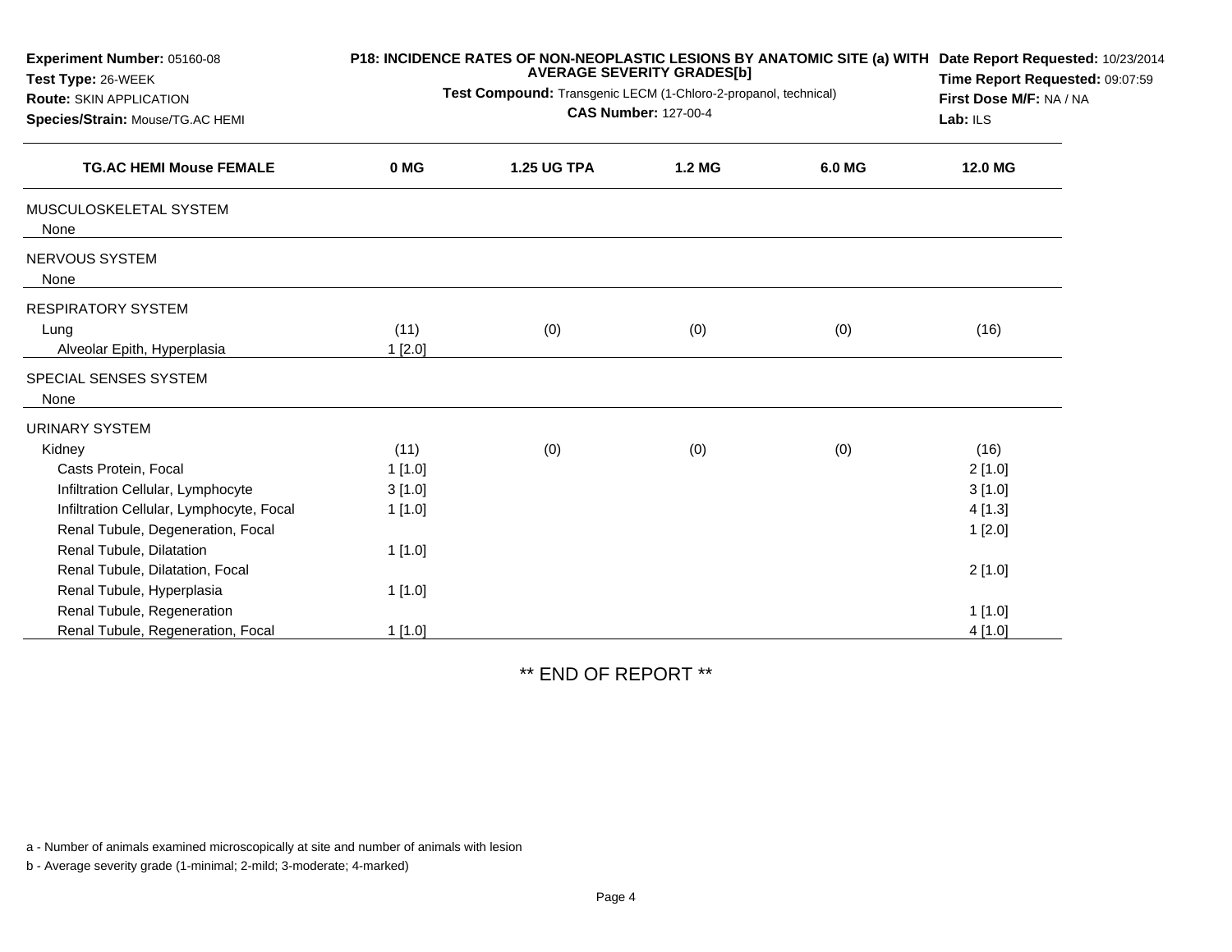**Experiment Number:** 05160-08
**Test Type:** 26-WEEK
**Route:** SKIN APPLICATION
**Species/Strain:** Mouse/TG.AC HEMI

**P18: INCIDENCE RATES OF NON-NEOPLASTIC LESIONS BY ANATOMIC SITE (a) WITH AVERAGE SEVERITY GRADES[b]**
**Test Compound:** Transgenic LECM (1-Chloro-2-propanol, technical)
**CAS Number:** 127-00-4

**Date Report Requested:** 10/23/2014
**Time Report Requested:** 09:07:59
**First Dose M/F:** NA / NA
**Lab:** ILS

| TG.AC HEMI Mouse FEMALE | 0 MG | 1.25 UG TPA | 1.2 MG | 6.0 MG | 12.0 MG |
|---|---|---|---|---|---|
| MUSCULOSKELETAL SYSTEM | | | | | |
| None | | | | | |
| NERVOUS SYSTEM | | | | | |
| None | | | | | |
| RESPIRATORY SYSTEM | | | | | |
| Lung | (11) | (0) | (0) | (0) | (16) |
| Alveolar Epith, Hyperplasia | 1 [2.0] | | | | |
| SPECIAL SENSES SYSTEM | | | | | |
| None | | | | | |
| URINARY SYSTEM | | | | | |
| Kidney | (11) | (0) | (0) | (0) | (16) |
| Casts Protein, Focal | 1 [1.0] | | | | 2 [1.0] |
| Infiltration Cellular, Lymphocyte | 3 [1.0] | | | | 3 [1.0] |
| Infiltration Cellular, Lymphocyte, Focal | 1 [1.0] | | | | 4 [1.3] |
| Renal Tubule, Degeneration, Focal | | | | | 1 [2.0] |
| Renal Tubule, Dilatation | 1 [1.0] | | | | |
| Renal Tubule, Dilatation, Focal | | | | | 2 [1.0] |
| Renal Tubule, Hyperplasia | 1 [1.0] | | | | |
| Renal Tubule, Regeneration | | | | | 1 [1.0] |
| Renal Tubule, Regeneration, Focal | 1 [1.0] | | | | 4 [1.0] |

** END OF REPORT **

a - Number of animals examined microscopically at site and number of animals with lesion

b - Average severity grade (1-minimal; 2-mild; 3-moderate; 4-marked)